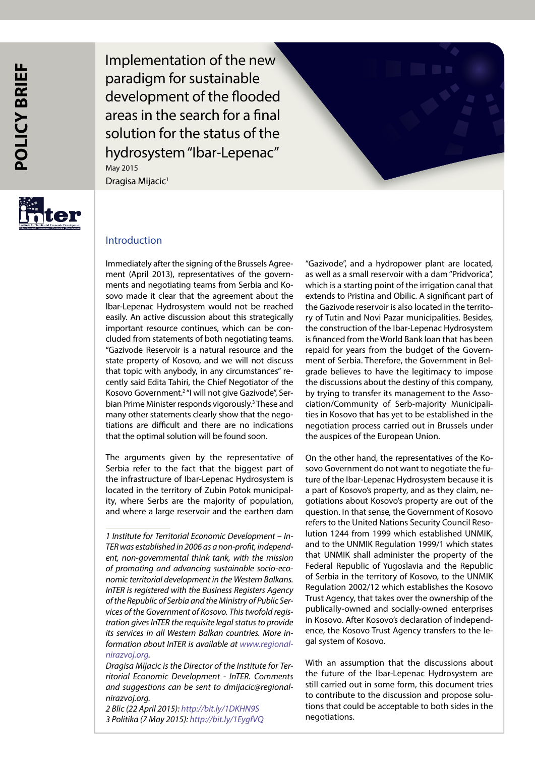POLICY BRIEF

# Implementation of the new paradigm for sustainable development of the flooded areas in the search for a final solution for the status of the hydrosystem "Ibar-Lepenac"

May 2015

Dragisa Mijacic[1]

## Introduction

Immediately after the signing of the Brussels Agreement (April 2013), representatives of the governments and negotiating teams from Serbia and Kosovo made it clear that the agreement about the Ibar-Lepenac Hydrosystem would not be reached easily. An active discussion about this strategically important resource continues, which can be concluded from statements of both negotiating teams. "Gazivode Reservoir is a natural resource and the state property of Kosovo, and we will not discuss that topic with anybody, in any circumstances" recently said Edita Tahiri, the Chief Negotiator of the Kosovo Government.[2] "I will not give Gazivode", Serbian Prime Minister responds vigorously.[3] These and many other statements clearly show that the negotiations are difficult and there are no indications that the optimal solution will be found soon.

The arguments given by the representative of Serbia refer to the fact that the biggest part of the infrastructure of Ibar-Lepenac Hydrosystem is located in the territory of Zubin Potok municipality, where Serbs are the majority of population, and where a large reservoir and the earthen dam "Gazivode", and a hydropower plant are located, as well as a small reservoir with a dam "Pridvorica", which is a starting point of the irrigation canal that extends to Pristina and Obilic. A significant part of the Gazivode reservoir is also located in the territory of Tutin and Novi Pazar municipalities. Besides, the construction of the Ibar-Lepenac Hydrosystem is financed from the World Bank loan that has been repaid for years from the budget of the Government of Serbia. Therefore, the Government in Belgrade believes to have the legitimacy to impose the discussions about the destiny of this company, by trying to transfer its management to the Association/Community of Serb-majority Municipalities in Kosovo that has yet to be established in the negotiation process carried out in Brussels under the auspices of the European Union.

On the other hand, the representatives of the Kosovo Government do not want to negotiate the future of the Ibar-Lepenac Hydrosystem because it is a part of Kosovo's property, and as they claim, negotiations about Kosovo's property are out of the question. In that sense, the Government of Kosovo refers to the United Nations Security Council Resolution 1244 from 1999 which established UNMIK, and to the UNMIK Regulation 1999/1 which states that UNMIK shall administer the property of the Federal Republic of Yugoslavia and the Republic of Serbia in the territory of Kosovo, to the UNMIK Regulation 2002/12 which establishes the Kosovo Trust Agency, that takes over the ownership of the publically-owned and socially-owned enterprises in Kosovo. After Kosovo's declaration of independence, the Kosovo Trust Agency transfers to the legal system of Kosovo.

With an assumption that the discussions about the future of the Ibar-Lepenac Hydrosystem are still carried out in some form, this document tries to contribute to the discussion and propose solutions that could be acceptable to both sides in the negotiations.

---

*1 Institute for Territorial Economic Development – InTER was established in 2006 as a non-profit, independent, non-governmental think tank, with the mission of promoting and advancing sustainable socio-economic territorial development in the Western Balkans. InTER is registered with the Business Registers Agency of the Republic of Serbia and the Ministry of Public Services of the Government of Kosovo. This twofold registration gives InTER the requisite legal status to provide its services in all Western Balkan countries. More information about InTER is available at www.regionalnirazvoj.org.*

*Dragisa Mijacic is the Director of the Institute for Territorial Economic Development - InTER. Comments and suggestions can be sent to dmijacic@regionalnirazvoj.org.*

*2 Blic (22 April 2015): http://bit.ly/1DKHN9S*

*3 Politika (7 May 2015): http://bit.ly/1EygfVQ*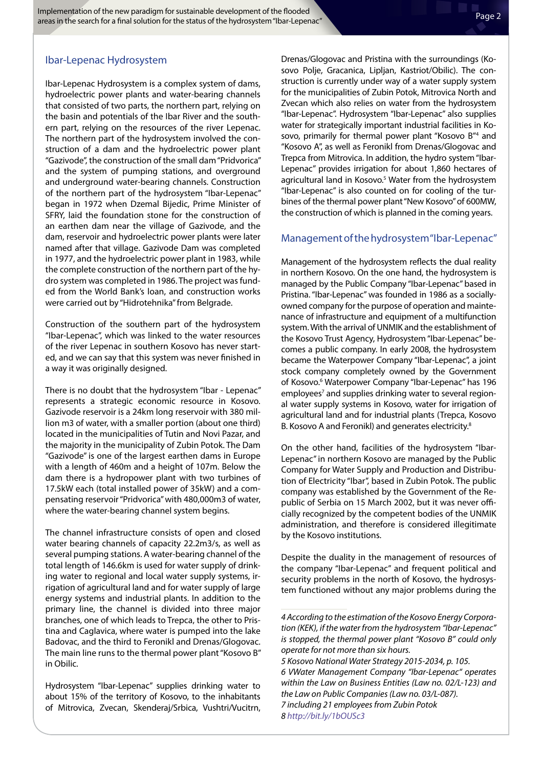## Ibar-Lepenac Hydrosystem

Ibar-Lepenac Hydrosystem is a complex system of dams, hydroelectric power plants and water-bearing channels that consisted of two parts, the northern part, relying on the basin and potentials of the Ibar River and the southern part, relying on the resources of the river Lepenac. The northern part of the hydrosystem involved the construction of a dam and the hydroelectric power plant "Gazivode", the construction of the small dam "Pridvorica" and the system of pumping stations, and overground and underground water-bearing channels. Construction of the northern part of the hydrosystem "Ibar-Lepenac" began in 1972 when Dzemal Bijedic, Prime Minister of SFRY, laid the foundation stone for the construction of an earthen dam near the village of Gazivode, and the dam, reservoir and hydroelectric power plants were later named after that village. Gazivode Dam was completed in 1977, and the hydroelectric power plant in 1983, while the complete construction of the northern part of the hydro system was completed in 1986. The project was funded from the World Bank's loan, and construction works were carried out by "Hidrotehnika" from Belgrade.

Construction of the southern part of the hydrosystem "Ibar-Lepenac", which was linked to the water resources of the river Lepenac in southern Kosovo has never started, and we can say that this system was never finished in a way it was originally designed.

There is no doubt that the hydrosystem "Ibar - Lepenac" represents a strategic economic resource in Kosovo. Gazivode reservoir is a 24km long reservoir with 380 million m3 of water, with a smaller portion (about one third) located in the municipalities of Tutin and Novi Pazar, and the majority in the municipality of Zubin Potok. The Dam "Gazivode" is one of the largest earthen dams in Europe with a length of 460m and a height of 107m. Below the dam there is a hydropower plant with two turbines of 17.5kW each (total installed power of 35kW) and a compensating reservoir "Pridvorica" with 480,000m3 of water, where the water-bearing channel system begins.

The channel infrastructure consists of open and closed water bearing channels of capacity 22.2m3/s, as well as several pumping stations. A water-bearing channel of the total length of 146.6km is used for water supply of drinking water to regional and local water supply systems, irrigation of agricultural land and for water supply of large energy systems and industrial plants. In addition to the primary line, the channel is divided into three major branches, one of which leads to Trepca, the other to Pristina and Caglavica, where water is pumped into the lake Badovac, and the third to Feronikl and Drenas/Glogovac. The main line runs to the thermal power plant "Kosovo B" in Obilic.

Hydrosystem "Ibar-Lepenac" supplies drinking water to about 15% of the territory of Kosovo, to the inhabitants of Mitrovica, Zvecan, Skenderaj/Srbica, Vushtri/Vucitrn, Drenas/Glogovac and Pristina with the surroundings (Kosovo Polje, Gracanica, Lipljan, Kastriot/Obilic). The construction is currently under way of a water supply system for the municipalities of Zubin Potok, Mitrovica North and Zvecan which also relies on water from the hydrosystem "Ibar-Lepenac". Hydrosystem "Ibar-Lepenac" also supplies water for strategically important industrial facilities in Kosovo, primarily for thermal power plant "Kosovo B"[4] and "Kosovo A", as well as Feronikl from Drenas/Glogovac and Trepca from Mitrovica. In addition, the hydro system "Ibar-Lepenac" provides irrigation for about 1,860 hectares of agricultural land in Kosovo.[5] Water from the hydrosystem "Ibar-Lepenac" is also counted on for cooling of the turbines of the thermal power plant "New Kosovo" of 600MW, the construction of which is planned in the coming years.

## Management of the hydrosystem "Ibar-Lepenac"

Management of the hydrosystem reflects the dual reality in northern Kosovo. On the one hand, the hydrosystem is managed by the Public Company "Ibar-Lepenac" based in Pristina. "Ibar-Lepenac" was founded in 1986 as a socially-owned company for the purpose of operation and maintenance of infrastructure and equipment of a multifunction system. With the arrival of UNMIK and the establishment of the Kosovo Trust Agency, Hydrosystem "Ibar-Lepenac" becomes a public company. In early 2008, the hydrosystem became the Waterpower Company "Ibar-Lepenac", a joint stock company completely owned by the Government of Kosovo.[6] Waterpower Company "Ibar-Lepenac" has 196 employees[7] and supplies drinking water to several regional water supply systems in Kosovo, water for irrigation of agricultural land and for industrial plants (Trepca, Kosovo B. Kosovo A and Feronikl) and generates electricity.[8]

On the other hand, facilities of the hydrosystem "Ibar-Lepenac" in northern Kosovo are managed by the Public Company for Water Supply and Production and Distribution of Electricity "Ibar", based in Zubin Potok. The public company was established by the Government of the Republic of Serbia on 15 March 2002, but it was never officially recognized by the competent bodies of the UNMIK administration, and therefore is considered illegitimate by the Kosovo institutions.

Despite the duality in the management of resources of the company "Ibar-Lepenac" and frequent political and security problems in the north of Kosovo, the hydrosystem functioned without any major problems during the

---

*4 According to the estimation of the Kosovo Energy Corporation (KEK), if the water from the hydrosystem "Ibar-Lepenac" is stopped, the thermal power plant "Kosovo B" could only operate for not more than six hours.*

*5 Kosovo National Water Strategy 2015-2034, p. 105.*

*6 VWater Management Company "Ibar-Lepenac" operates within the Law on Business Entities (Law no. 02/L-123) and the Law on Public Companies (Law no. 03/L-087).*

*7 including 21 employees from Zubin Potok*

*8 http://bit.ly/1bOUSc3*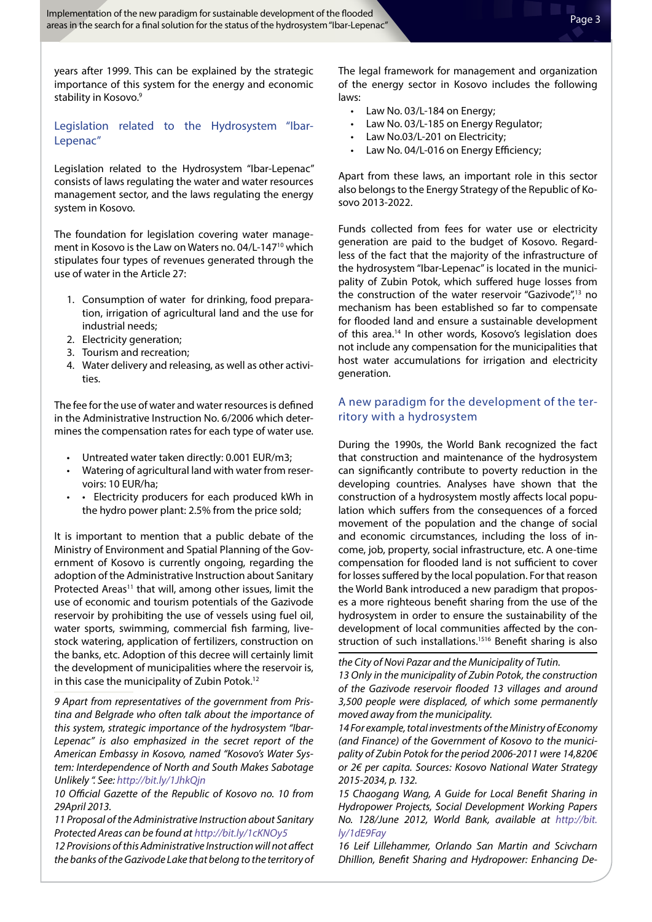years after 1999. This can be explained by the strategic importance of this system for the energy and economic stability in Kosovo.[9]

## Legislation related to the Hydrosystem "Ibar-Lepenac"

Legislation related to the Hydrosystem "Ibar-Lepenac" consists of laws regulating the water and water resources management sector, and the laws regulating the energy system in Kosovo.

The foundation for legislation covering water management in Kosovo is the Law on Waters no. 04/L-147[10] which stipulates four types of revenues generated through the use of water in the Article 27:

1. Consumption of water for drinking, food preparation, irrigation of agricultural land and the use for industrial needs;
2. Electricity generation;
3. Tourism and recreation;
4. Water delivery and releasing, as well as other activities.

The fee for the use of water and water resources is defined in the Administrative Instruction No. 6/2006 which determines the compensation rates for each type of water use.

- Untreated water taken directly: 0.001 EUR/m3;
- Watering of agricultural land with water from reservoirs: 10 EUR/ha;
- • Electricity producers for each produced kWh in the hydro power plant: 2.5% from the price sold;

It is important to mention that a public debate of the Ministry of Environment and Spatial Planning of the Government of Kosovo is currently ongoing, regarding the adoption of the Administrative Instruction about Sanitary Protected Areas[11] that will, among other issues, limit the use of economic and tourism potentials of the Gazivode reservoir by prohibiting the use of vessels using fuel oil, water sports, swimming, commercial fish farming, livestock watering, application of fertilizers, construction on the banks, etc. Adoption of this decree will certainly limit the development of municipalities where the reservoir is, in this case the municipality of Zubin Potok.[12]

The legal framework for management and organization of the energy sector in Kosovo includes the following laws:

- Law No. 03/L-184 on Energy;
- Law No. 03/L-185 on Energy Regulator;
- Law No.03/L-201 on Electricity;
- Law No. 04/L-016 on Energy Efficiency;

Apart from these laws, an important role in this sector also belongs to the Energy Strategy of the Republic of Kosovo 2013-2022.

Funds collected from fees for water use or electricity generation are paid to the budget of Kosovo. Regardless of the fact that the majority of the infrastructure of the hydrosystem "Ibar-Lepenac" is located in the municipality of Zubin Potok, which suffered huge losses from the construction of the water reservoir "Gazivode",[13] no mechanism has been established so far to compensate for flooded land and ensure a sustainable development of this area.[14] In other words, Kosovo's legislation does not include any compensation for the municipalities that host water accumulations for irrigation and electricity generation.

## A new paradigm for the development of the territory with a hydrosystem

During the 1990s, the World Bank recognized the fact that construction and maintenance of the hydrosystem can significantly contribute to poverty reduction in the developing countries. Analyses have shown that the construction of a hydrosystem mostly affects local population which suffers from the consequences of a forced movement of the population and the change of social and economic circumstances, including the loss of income, job, property, social infrastructure, etc. A one-time compensation for flooded land is not sufficient to cover for losses suffered by the local population. For that reason the World Bank introduced a new paradigm that proposes a more righteous benefit sharing from the use of the hydrosystem in order to ensure the sustainability of the development of local communities affected by the construction of such installations.[15][16] Benefit sharing is also

*9 Apart from representatives of the government from Pristina and Belgrade who often talk about the importance of this system, strategic importance of the hydrosystem "Ibar-Lepenac" is also emphasized in the secret report of the American Embassy in Kosovo, named "Kosovo's Water System: Interdependence of North and South Makes Sabotage Unlikely ". See: http://bit.ly/1JhkQjn*

*10 Official Gazette of the Republic of Kosovo no. 10 from 29April 2013.*

*11 Proposal of the Administrative Instruction about Sanitary Protected Areas can be found at http://bit.ly/1cKNOy5*

*12 Provisions of this Administrative Instruction will not affect the banks of the Gazivode Lake that belong to the territory of the City of Novi Pazar and the Municipality of Tutin.*

*13 Only in the municipality of Zubin Potok, the construction of the Gazivode reservoir flooded 13 villages and around 3,500 people were displaced, of which some permanently moved away from the municipality.*

*14 For example, total investments of the Ministry of Economy (and Finance) of the Government of Kosovo to the municipality of Zubin Potok for the period 2006-2011 were 14,820€ or 2€ per capita. Sources: Kosovo National Water Strategy 2015-2034, p. 132.*

*15 Chaogang Wang, A Guide for Local Benefit Sharing in Hydropower Projects, Social Development Working Papers No. 128/June 2012, World Bank, available at http://bit.ly/1dE9Fay*

*16 Leif Lillehammer, Orlando San Martin and Scivcharn Dhillion, Benefit Sharing and Hydropower: Enhancing De-*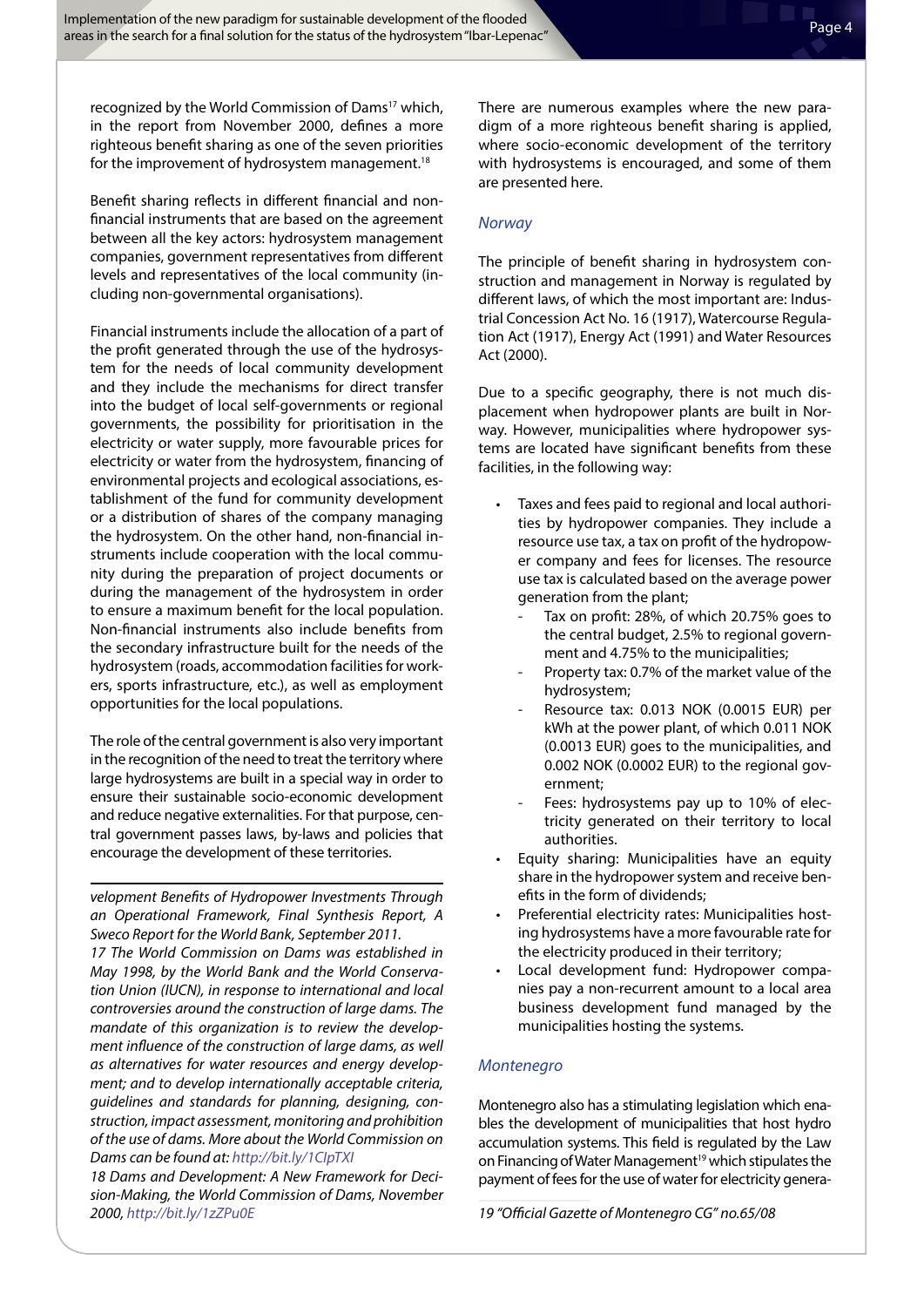recognized by the World Commission of Dams[17] which, in the report from November 2000, defines a more righteous benefit sharing as one of the seven priorities for the improvement of hydrosystem management.[18]

Benefit sharing reflects in different financial and non-financial instruments that are based on the agreement between all the key actors: hydrosystem management companies, government representatives from different levels and representatives of the local community (including non-governmental organisations).

Financial instruments include the allocation of a part of the profit generated through the use of the hydrosystem for the needs of local community development and they include the mechanisms for direct transfer into the budget of local self-governments or regional governments, the possibility for prioritisation in the electricity or water supply, more favourable prices for electricity or water from the hydrosystem, financing of environmental projects and ecological associations, establishment of the fund for community development or a distribution of shares of the company managing the hydrosystem. On the other hand, non-financial instruments include cooperation with the local community during the preparation of project documents or during the management of the hydrosystem in order to ensure a maximum benefit for the local population. Non-financial instruments also include benefits from the secondary infrastructure built for the needs of the hydrosystem (roads, accommodation facilities for workers, sports infrastructure, etc.), as well as employment opportunities for the local populations.

The role of the central government is also very important in the recognition of the need to treat the territory where large hydrosystems are built in a special way in order to ensure their sustainable socio-economic development and reduce negative externalities. For that purpose, central government passes laws, by-laws and policies that encourage the development of these territories.

There are numerous examples where the new paradigm of a more righteous benefit sharing is applied, where socio-economic development of the territory with hydrosystems is encouraged, and some of them are presented here.

### *Norway*

The principle of benefit sharing in hydrosystem construction and management in Norway is regulated by different laws, of which the most important are: Industrial Concession Act No. 16 (1917), Watercourse Regulation Act (1917), Energy Act (1991) and Water Resources Act (2000).

Due to a specific geography, there is not much displacement when hydropower plants are built in Norway. However, municipalities where hydropower systems are located have significant benefits from these facilities, in the following way:

- Taxes and fees paid to regional and local authorities by hydropower companies. They include a resource use tax, a tax on profit of the hydropower company and fees for licenses. The resource use tax is calculated based on the average power generation from the plant;
  - Tax on profit: 28%, of which 20.75% goes to the central budget, 2.5% to regional government and 4.75% to the municipalities;
  - Property tax: 0.7% of the market value of the hydrosystem;
  - Resource tax: 0.013 NOK (0.0015 EUR) per kWh at the power plant, of which 0.011 NOK (0.0013 EUR) goes to the municipalities, and 0.002 NOK (0.0002 EUR) to the regional government;
  - Fees: hydrosystems pay up to 10% of electricity generated on their territory to local authorities.
- Equity sharing: Municipalities have an equity share in the hydropower system and receive benefits in the form of dividends;
- Preferential electricity rates: Municipalities hosting hydrosystems have a more favourable rate for the electricity produced in their territory;
- Local development fund: Hydropower companies pay a non-recurrent amount to a local area business development fund managed by the municipalities hosting the systems.

### *Montenegro*

Montenegro also has a stimulating legislation which enables the development of municipalities that host hydro accumulation systems. This field is regulated by the Law on Financing of Water Management[19] which stipulates the payment of fees for the use of water for electricity genera-

---

*velopment Benefits of Hydropower Investments Through an Operational Framework, Final Synthesis Report, A Sweco Report for the World Bank, September 2011.*

*17 The World Commission on Dams was established in May 1998, by the World Bank and the World Conservation Union (IUCN), in response to international and local controversies around the construction of large dams. The mandate of this organization is to review the development influence of the construction of large dams, as well as alternatives for water resources and energy development; and to develop internationally acceptable criteria, guidelines and standards for planning, designing, construction, impact assessment, monitoring and prohibition of the use of dams. More about the World Commission on Dams can be found at: http://bit.ly/1ClpTXI*

*18 Dams and Development: A New Framework for Decision-Making, the World Commission of Dams, November 2000, http://bit.ly/1zZPu0E*

*19 "Official Gazette of Montenegro CG" no.65/08*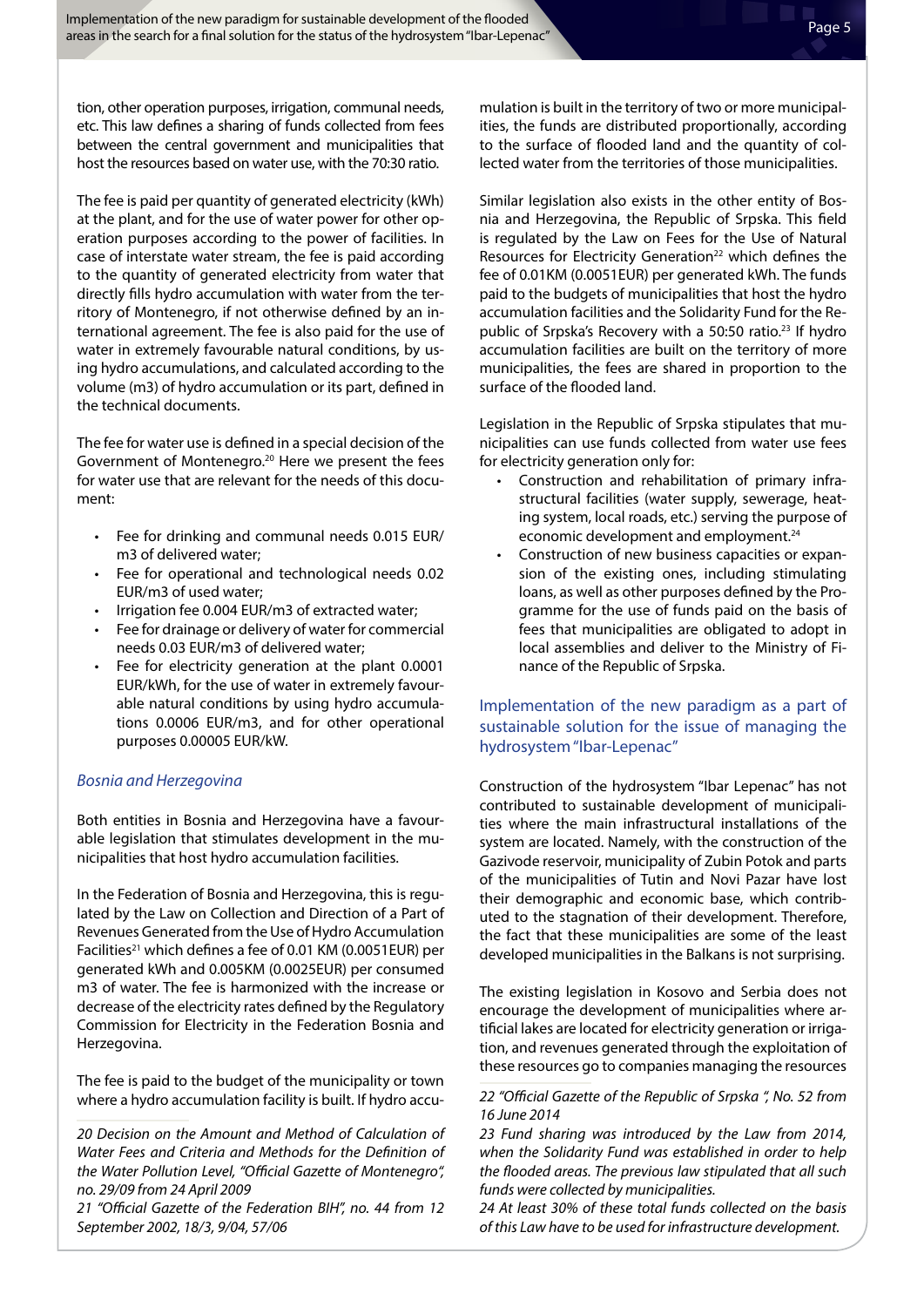tion, other operation purposes, irrigation, communal needs, etc. This law defines a sharing of funds collected from fees between the central government and municipalities that host the resources based on water use, with the 70:30 ratio.

The fee is paid per quantity of generated electricity (kWh) at the plant, and for the use of water power for other operation purposes according to the power of facilities. In case of interstate water stream, the fee is paid according to the quantity of generated electricity from water that directly fills hydro accumulation with water from the territory of Montenegro, if not otherwise defined by an international agreement. The fee is also paid for the use of water in extremely favourable natural conditions, by using hydro accumulations, and calculated according to the volume (m3) of hydro accumulation or its part, defined in the technical documents.

The fee for water use is defined in a special decision of the Government of Montenegro.[20] Here we present the fees for water use that are relevant for the needs of this document:

- Fee for drinking and communal needs 0.015 EUR/m3 of delivered water;
- Fee for operational and technological needs 0.02 EUR/m3 of used water;
- Irrigation fee 0.004 EUR/m3 of extracted water;
- Fee for drainage or delivery of water for commercial needs 0.03 EUR/m3 of delivered water;
- Fee for electricity generation at the plant 0.0001 EUR/kWh, for the use of water in extremely favourable natural conditions by using hydro accumulations 0.0006 EUR/m3, and for other operational purposes 0.00005 EUR/kW.

### *Bosnia and Herzegovina*

Both entities in Bosnia and Herzegovina have a favourable legislation that stimulates development in the municipalities that host hydro accumulation facilities.

In the Federation of Bosnia and Herzegovina, this is regulated by the Law on Collection and Direction of a Part of Revenues Generated from the Use of Hydro Accumulation Facilities[21] which defines a fee of 0.01 KM (0.0051EUR) per generated kWh and 0.005KM (0.0025EUR) per consumed m3 of water. The fee is harmonized with the increase or decrease of the electricity rates defined by the Regulatory Commission for Electricity in the Federation Bosnia and Herzegovina.

The fee is paid to the budget of the municipality or town where a hydro accumulation facility is built. If hydro accumulation is built in the territory of two or more municipalities, the funds are distributed proportionally, according to the surface of flooded land and the quantity of collected water from the territories of those municipalities.

Similar legislation also exists in the other entity of Bosnia and Herzegovina, the Republic of Srpska. This field is regulated by the Law on Fees for the Use of Natural Resources for Electricity Generation[22] which defines the fee of 0.01KM (0.0051EUR) per generated kWh. The funds paid to the budgets of municipalities that host the hydro accumulation facilities and the Solidarity Fund for the Republic of Srpska's Recovery with a 50:50 ratio.[23] If hydro accumulation facilities are built on the territory of more municipalities, the fees are shared in proportion to the surface of the flooded land.

Legislation in the Republic of Srpska stipulates that municipalities can use funds collected from water use fees for electricity generation only for:

- Construction and rehabilitation of primary infrastructural facilities (water supply, sewerage, heating system, local roads, etc.) serving the purpose of economic development and employment.[24]
- Construction of new business capacities or expansion of the existing ones, including stimulating loans, as well as other purposes defined by the Programme for the use of funds paid on the basis of fees that municipalities are obligated to adopt in local assemblies and deliver to the Ministry of Finance of the Republic of Srpska.

## Implementation of the new paradigm as a part of sustainable solution for the issue of managing the hydrosystem "Ibar-Lepenac"

Construction of the hydrosystem "Ibar Lepenac" has not contributed to sustainable development of municipalities where the main infrastructural installations of the system are located. Namely, with the construction of the Gazivode reservoir, municipality of Zubin Potok and parts of the municipalities of Tutin and Novi Pazar have lost their demographic and economic base, which contributed to the stagnation of their development. Therefore, the fact that these municipalities are some of the least developed municipalities in the Balkans is not surprising.

The existing legislation in Kosovo and Serbia does not encourage the development of municipalities where artificial lakes are located for electricity generation or irrigation, and revenues generated through the exploitation of these resources go to companies managing the resources

---

*20 Decision on the Amount and Method of Calculation of Water Fees and Criteria and Methods for the Definition of the Water Pollution Level, "Official Gazette of Montenegro", no. 29/09 from 24 April 2009*

*21 "Official Gazette of the Federation BIH", no. 44 from 12 September 2002, 18/3, 9/04, 57/06*

*22 "Official Gazette of the Republic of Srpska ", No. 52 from 16 June 2014*

*23 Fund sharing was introduced by the Law from 2014, when the Solidarity Fund was established in order to help the flooded areas. The previous law stipulated that all such funds were collected by municipalities.*

*24 At least 30% of these total funds collected on the basis of this Law have to be used for infrastructure development.*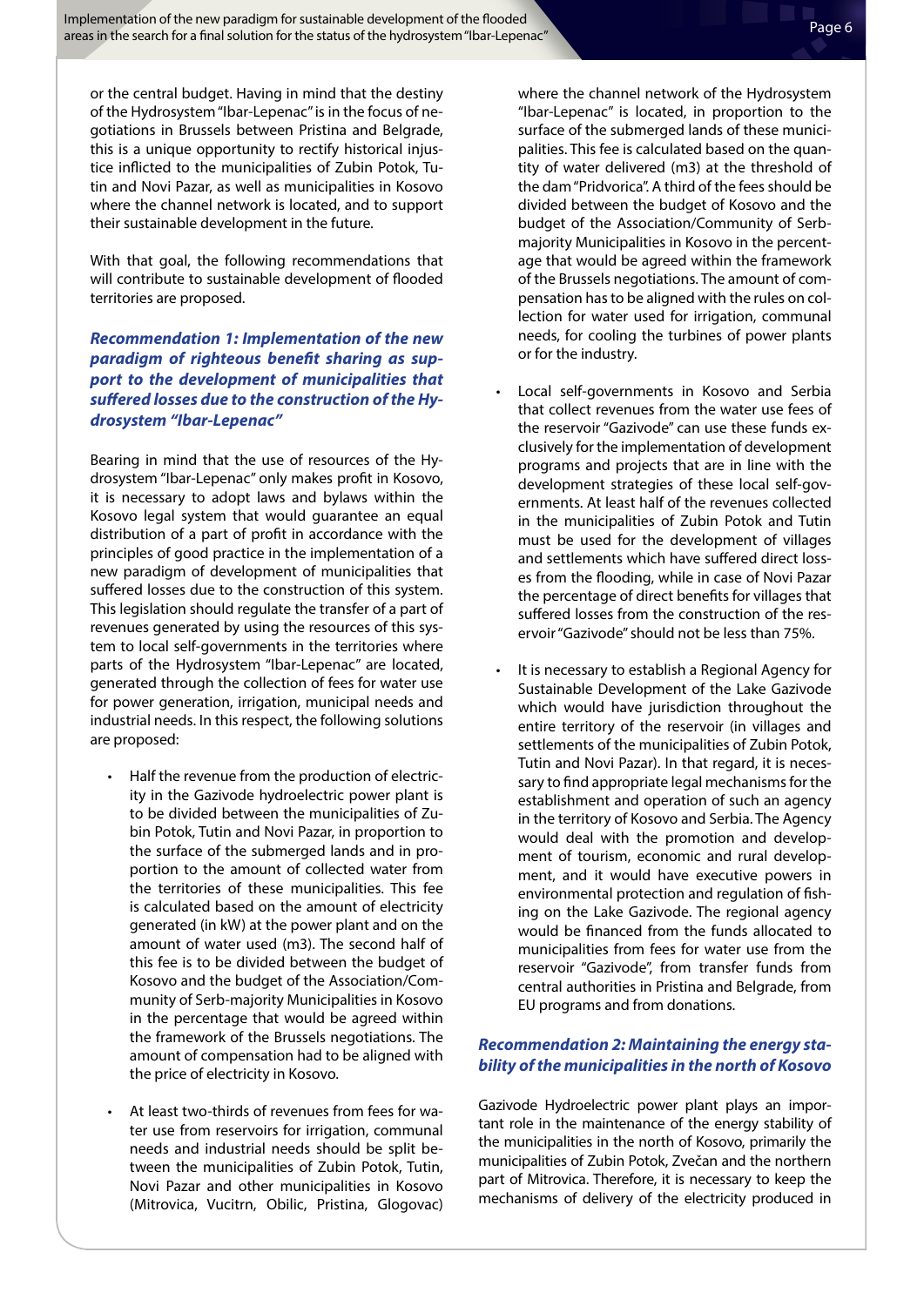or the central budget. Having in mind that the destiny of the Hydrosystem "Ibar-Lepenac" is in the focus of negotiations in Brussels between Pristina and Belgrade, this is a unique opportunity to rectify historical injustice inflicted to the municipalities of Zubin Potok, Tutin and Novi Pazar, as well as municipalities in Kosovo where the channel network is located, and to support their sustainable development in the future.

With that goal, the following recommendations that will contribute to sustainable development of flooded territories are proposed.

### *Recommendation 1: Implementation of the new paradigm of righteous benefit sharing as support to the development of municipalities that suffered losses due to the construction of the Hydrosystem "Ibar-Lepenac"*

Bearing in mind that the use of resources of the Hydrosystem "Ibar-Lepenac" only makes profit in Kosovo, it is necessary to adopt laws and bylaws within the Kosovo legal system that would guarantee an equal distribution of a part of profit in accordance with the principles of good practice in the implementation of a new paradigm of development of municipalities that suffered losses due to the construction of this system. This legislation should regulate the transfer of a part of revenues generated by using the resources of this system to local self-governments in the territories where parts of the Hydrosystem "Ibar-Lepenac" are located, generated through the collection of fees for water use for power generation, irrigation, municipal needs and industrial needs. In this respect, the following solutions are proposed:

- Half the revenue from the production of electricity in the Gazivode hydroelectric power plant is to be divided between the municipalities of Zubin Potok, Tutin and Novi Pazar, in proportion to the surface of the submerged lands and in proportion to the amount of collected water from the territories of these municipalities. This fee is calculated based on the amount of electricity generated (in kW) at the power plant and on the amount of water used (m3). The second half of this fee is to be divided between the budget of Kosovo and the budget of the Association/Community of Serb-majority Municipalities in Kosovo in the percentage that would be agreed within the framework of the Brussels negotiations. The amount of compensation had to be aligned with the price of electricity in Kosovo.

- At least two-thirds of revenues from fees for water use from reservoirs for irrigation, communal needs and industrial needs should be split between the municipalities of Zubin Potok, Tutin, Novi Pazar and other municipalities in Kosovo (Mitrovica, Vucitrn, Obilic, Pristina, Glogovac) where the channel network of the Hydrosystem "Ibar-Lepenac" is located, in proportion to the surface of the submerged lands of these municipalities. This fee is calculated based on the quantity of water delivered (m3) at the threshold of the dam "Pridvorica". A third of the fees should be divided between the budget of Kosovo and the budget of the Association/Community of Serb-majority Municipalities in Kosovo in the percentage that would be agreed within the framework of the Brussels negotiations. The amount of compensation has to be aligned with the rules on collection for water used for irrigation, communal needs, for cooling the turbines of power plants or for the industry.

- Local self-governments in Kosovo and Serbia that collect revenues from the water use fees of the reservoir "Gazivode" can use these funds exclusively for the implementation of development programs and projects that are in line with the development strategies of these local self-governments. At least half of the revenues collected in the municipalities of Zubin Potok and Tutin must be used for the development of villages and settlements which have suffered direct losses from the flooding, while in case of Novi Pazar the percentage of direct benefits for villages that suffered losses from the construction of the reservoir "Gazivode" should not be less than 75%.

- It is necessary to establish a Regional Agency for Sustainable Development of the Lake Gazivode which would have jurisdiction throughout the entire territory of the reservoir (in villages and settlements of the municipalities of Zubin Potok, Tutin and Novi Pazar). In that regard, it is necessary to find appropriate legal mechanisms for the establishment and operation of such an agency in the territory of Kosovo and Serbia. The Agency would deal with the promotion and development of tourism, economic and rural development, and it would have executive powers in environmental protection and regulation of fishing on the Lake Gazivode. The regional agency would be financed from the funds allocated to municipalities from fees for water use from the reservoir "Gazivode", from transfer funds from central authorities in Pristina and Belgrade, from EU programs and from donations.

### *Recommendation 2: Maintaining the energy stability of the municipalities in the north of Kosovo*

Gazivode Hydroelectric power plant plays an important role in the maintenance of the energy stability of the municipalities in the north of Kosovo, primarily the municipalities of Zubin Potok, Zvečan and the northern part of Mitrovica. Therefore, it is necessary to keep the mechanisms of delivery of the electricity produced in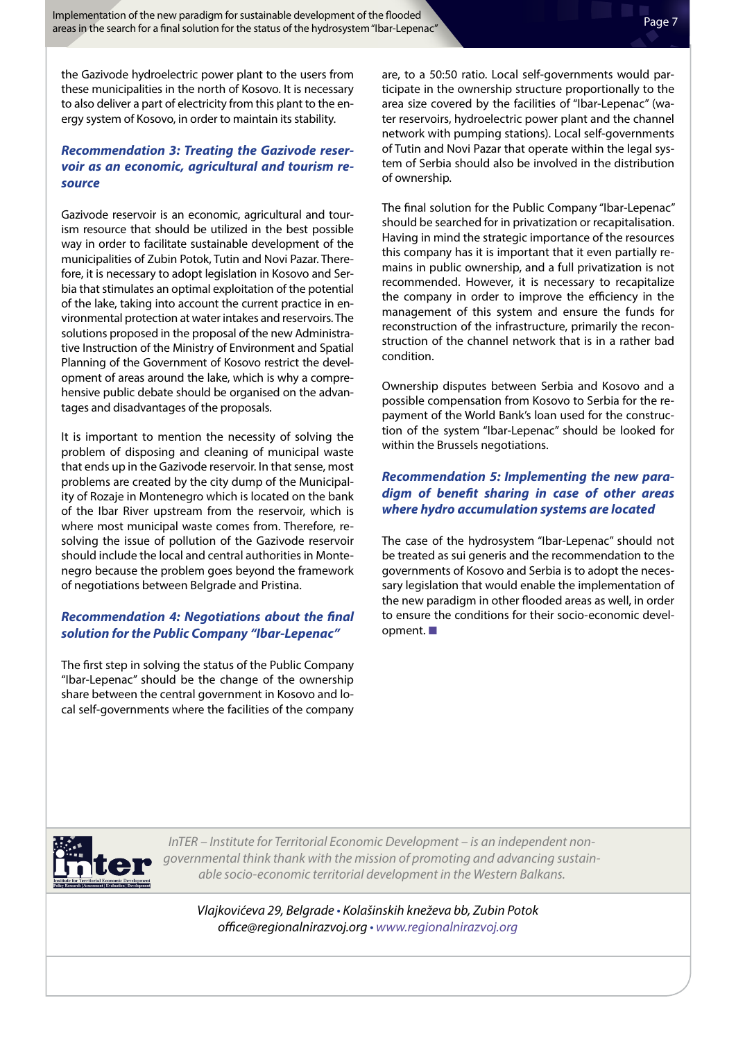the Gazivode hydroelectric power plant to the users from these municipalities in the north of Kosovo. It is necessary to also deliver a part of electricity from this plant to the energy system of Kosovo, in order to maintain its stability.

### *Recommendation 3: Treating the Gazivode reservoir as an economic, agricultural and tourism resource*

Gazivode reservoir is an economic, agricultural and tourism resource that should be utilized in the best possible way in order to facilitate sustainable development of the municipalities of Zubin Potok, Tutin and Novi Pazar. Therefore, it is necessary to adopt legislation in Kosovo and Serbia that stimulates an optimal exploitation of the potential of the lake, taking into account the current practice in environmental protection at water intakes and reservoirs. The solutions proposed in the proposal of the new Administrative Instruction of the Ministry of Environment and Spatial Planning of the Government of Kosovo restrict the development of areas around the lake, which is why a comprehensive public debate should be organised on the advantages and disadvantages of the proposals.

It is important to mention the necessity of solving the problem of disposing and cleaning of municipal waste that ends up in the Gazivode reservoir. In that sense, most problems are created by the city dump of the Municipality of Rozaje in Montenegro which is located on the bank of the Ibar River upstream from the reservoir, which is where most municipal waste comes from. Therefore, resolving the issue of pollution of the Gazivode reservoir should include the local and central authorities in Montenegro because the problem goes beyond the framework of negotiations between Belgrade and Pristina.

### *Recommendation 4: Negotiations about the final solution for the Public Company "Ibar-Lepenac"*

The first step in solving the status of the Public Company "Ibar-Lepenac" should be the change of the ownership share between the central government in Kosovo and local self-governments where the facilities of the company are, to a 50:50 ratio. Local self-governments would participate in the ownership structure proportionally to the area size covered by the facilities of "Ibar-Lepenac" (water reservoirs, hydroelectric power plant and the channel network with pumping stations). Local self-governments of Tutin and Novi Pazar that operate within the legal system of Serbia should also be involved in the distribution of ownership.

The final solution for the Public Company "Ibar-Lepenac" should be searched for in privatization or recapitalisation. Having in mind the strategic importance of the resources this company has it is important that it even partially remains in public ownership, and a full privatization is not recommended. However, it is necessary to recapitalize the company in order to improve the efficiency in the management of this system and ensure the funds for reconstruction of the infrastructure, primarily the reconstruction of the channel network that is in a rather bad condition.

Ownership disputes between Serbia and Kosovo and a possible compensation from Kosovo to Serbia for the repayment of the World Bank's loan used for the construction of the system "Ibar-Lepenac" should be looked for within the Brussels negotiations.

### *Recommendation 5: Implementing the new paradigm of benefit sharing in case of other areas where hydro accumulation systems are located*

The case of the hydrosystem "Ibar-Lepenac" should not be treated as sui generis and the recommendation to the governments of Kosovo and Serbia is to adopt the necessary legislation that would enable the implementation of the new paradigm in other flooded areas as well, in order to ensure the conditions for their socio-economic development. ■

*InTER – Institute for Territorial Economic Development – is an independent non-governmental think thank with the mission of promoting and advancing sustainable socio-economic territorial development in the Western Balkans.*

*Vlajkovićeva 29, Belgrade • Kolašinskih kneževa bb, Zubin Potok*
*office@regionalnirazvoj.org • www.regionalnirazvoj.org*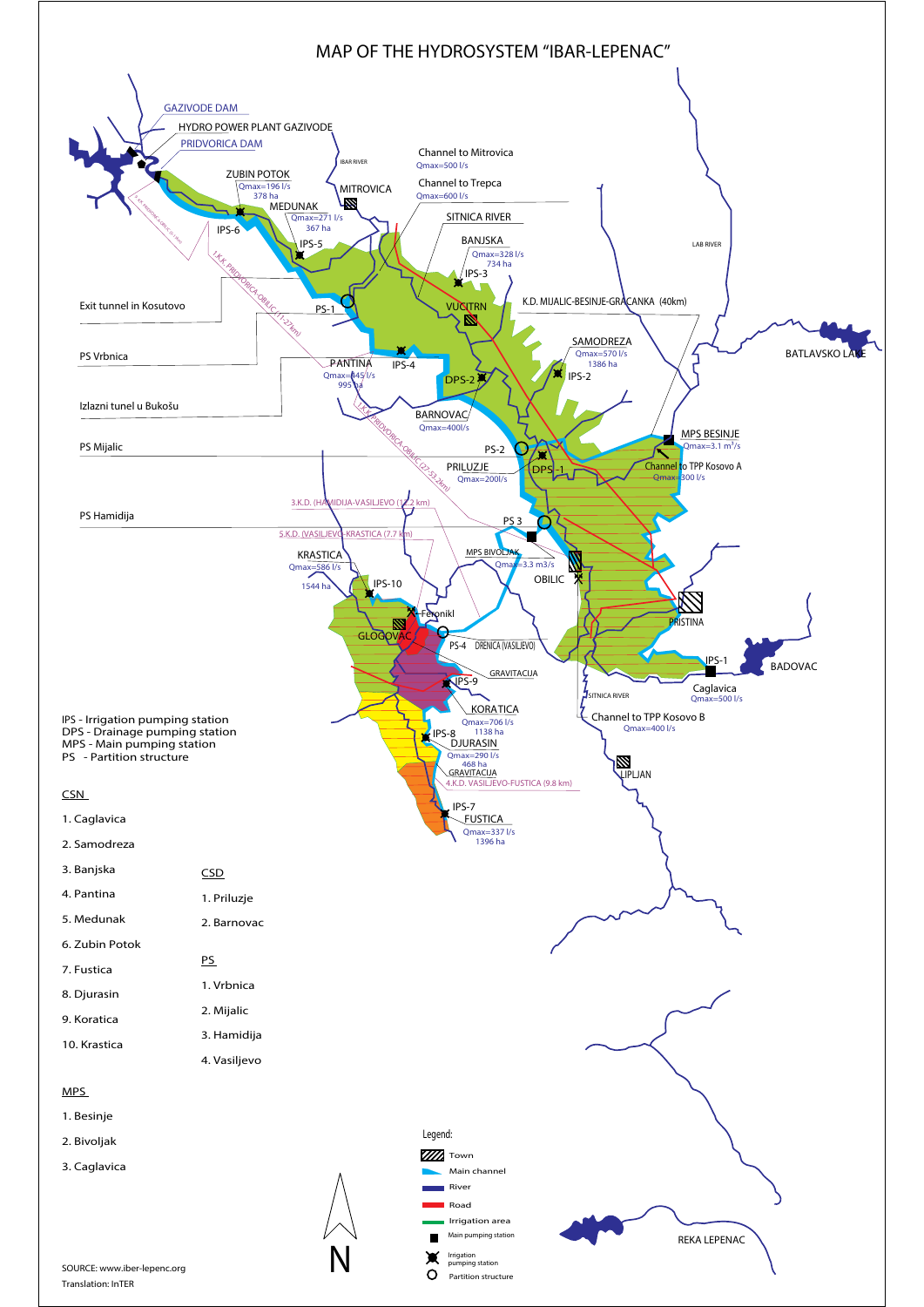# MAP OF THE HYDROSYSTEM "IBAR-LEPENAC"

GAZIVODE DAM

HYDRO POWER PLANT GAZIVODE

PRIDVORICA DAM

IBAR RIVER

Channel to Mitrovica
Qmax=500 l/s

Channel to Trepca
Qmax=600 l/s

MITROVICA

ZUBIN POTOK
Qmax=196 l/s
378 ha

MEDUNAK
Qmax=271 l/s
367 ha

IPS-6

IPS-5

SITNICA RIVER

BANJSKA
Qmax=328 l/s
734 ha

IPS-3

LAB RIVER

Exit tunnel in Kosutovo

PS-1

VUCITRN

K.D. MIJALIC-BESINJE-GRACANKA (40km)

1.K.K. PRIDVORICA-OBILIC (11-27km)

PS Vrbnica

PANTINA
Qmax=845 l/s
995 ha

IPS-4

SAMODREZA
Qmax=570 l/s
1386 ha

IPS-2

BATLAVSKO LAKE

DPS-2

Izlazni tunel u Bukošu

BARNOVAC
Qmax=400 l/s

1.K.K. PRIDVORICA-OBILIC (27-53.2km)

MPS BESINJE
Qmax=3.1 m³/s

PS Mijalic

PS-2

PRILUZJE
Qmax=200 l/s

DPS-1

Channel to TPP Kosovo A
Qmax=300 l/s

3.K.D. (HAMIDIJA-VASILJEVO (12.2 km)

PS Hamidija

PS 3

5.K.D. (VASILJEVO-KRASTICA (7.7 km)

KRASTICA
Qmax=586 l/s
1544 ha

MPS BIVOLJAK
Qmax=3.3 m3/s

OBILIC

IPS-10

Feronikl

PRISTINA

GLOGOVAC

PS-4 DRENICA (VASILJEVO)

IPS-1

BADOVAC

GRAVITACIJA

IPS-9

Caglavica
Qmax=500 l/s

SITNICA RIVER

KORATICA
Qmax=706 l/s
1138 ha

Channel to TPP Kosovo B
Qmax=400 l/s

IPS-8

DJURASIN
Qmax=290 l/s
468 ha

LIPLJAN

GRAVITACIJA

4.K.D. VASILJEVO-FUSTICA (9.8 km)

IPS-7

FUSTICA
Qmax=337 l/s
1396 ha

REKA LEPENAC

N

IPS - Irrigation pumping station
DPS - Drainage pumping station
MPS - Main pumping station
PS - Partition structure

**CSN**

1. Caglavica
2. Samodreza
3. Banjska
4. Pantina
5. Medunak
6. Zubin Potok
7. Fustica
8. Djurasin
9. Koratica
10. Krastica

**CSD**

1. Priluzje
2. Barnovac

**PS**

1. Vrbnica
2. Mijalic
3. Hamidija
4. Vasiljevo

**MPS**

1. Besinje
2. Bivoljak
3. Caglavica

Legend:

- Town
- Main channel
- River
- Road
- Irrigation area
- Main pumping station
- Irrigation pumping station
- Partition structure

SOURCE: www.iber-lepenc.org

Translation: InTER